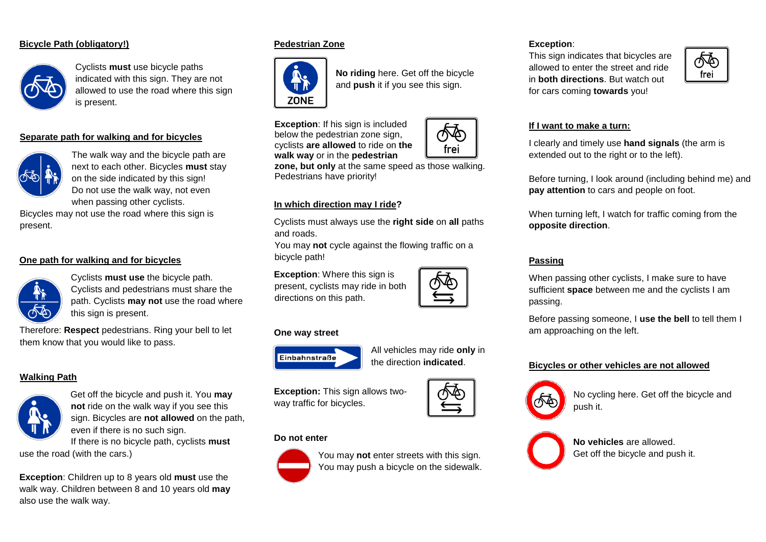## Bicycle Path (obligatory!)

Cyclists **must** use bicycle paths indicated with this sign. They are not allowed to use the road where this sign is present.

## Separate path for walking and for bicycles

The walk way and the bicycle path are next to each other. Bicycles **must** stay on the side indicated by this sign! Do not use the walk way, not even when passing other cyclists.

Bicycles may not use the road where this sign is present.

## One path for walking and for bicycles

Cyclists **must use** the bicycle path. Cyclists and pedestrians must share the path. Cyclists **may not** use the road where this sign is present.

Therefore: **Respect** pedestrians. Ring your bell to let them know that you would like to pass.

## Walking Path

Get off the bicycle and push it. You **may not** ride on the walk way if you see this sign. Bicycles are **not allowed** on the path, even if there is no such sign.

If there is no bicycle path, cyclists **must** use the road (with the cars.)

**Exception**: Children up to 8 years old **must** use the walk way. Children between 8 and 10 years old **may** also use the walk way.

## Pedestrian Zone

ZONE

**No riding** here. Get off the bicycle and **push** it if you see this sign.

frei

**Exception**: If his sign is included below the pedestrian zone sign, cyclists **are allowed** to ride on **the walk way** or in the **pedestrian zone, but only** at the same speed as those walking. Pedestrians have priority!

## In which direction may I ride?

Cyclists must always use the **right side** on **all** paths and roads.

You may **not** cycle against the flowing traffic on a bicycle path!

**Exception**: Where this sign is present, cyclists may ride in both directions on this path.

### One way street

Einbahnstraße

All vehicles may ride **only** in the direction **indicated**.

**Exception:** This sign allows two-way traffic for bicycles.

### Do not enter

You may **not** enter streets with this sign. You may push a bicycle on the sidewalk.

**Exception**:

This sign indicates that bicycles are allowed to enter the street and ride in **both directions**. But watch out for cars coming **towards** you!

frei

## If I want to make a turn:

I clearly and timely use **hand signals** (the arm is extended out to the right or to the left).

Before turning, I look around (including behind me) and **pay attention** to cars and people on foot.

When turning left, I watch for traffic coming from the **opposite direction**.

## Passing

When passing other cyclists, I make sure to have sufficient **space** between me and the cyclists I am passing.

Before passing someone, I **use the bell** to tell them I am approaching on the left.

## Bicycles or other vehicles are not allowed

No cycling here. Get off the bicycle and push it.

**No vehicles** are allowed. Get off the bicycle and push it.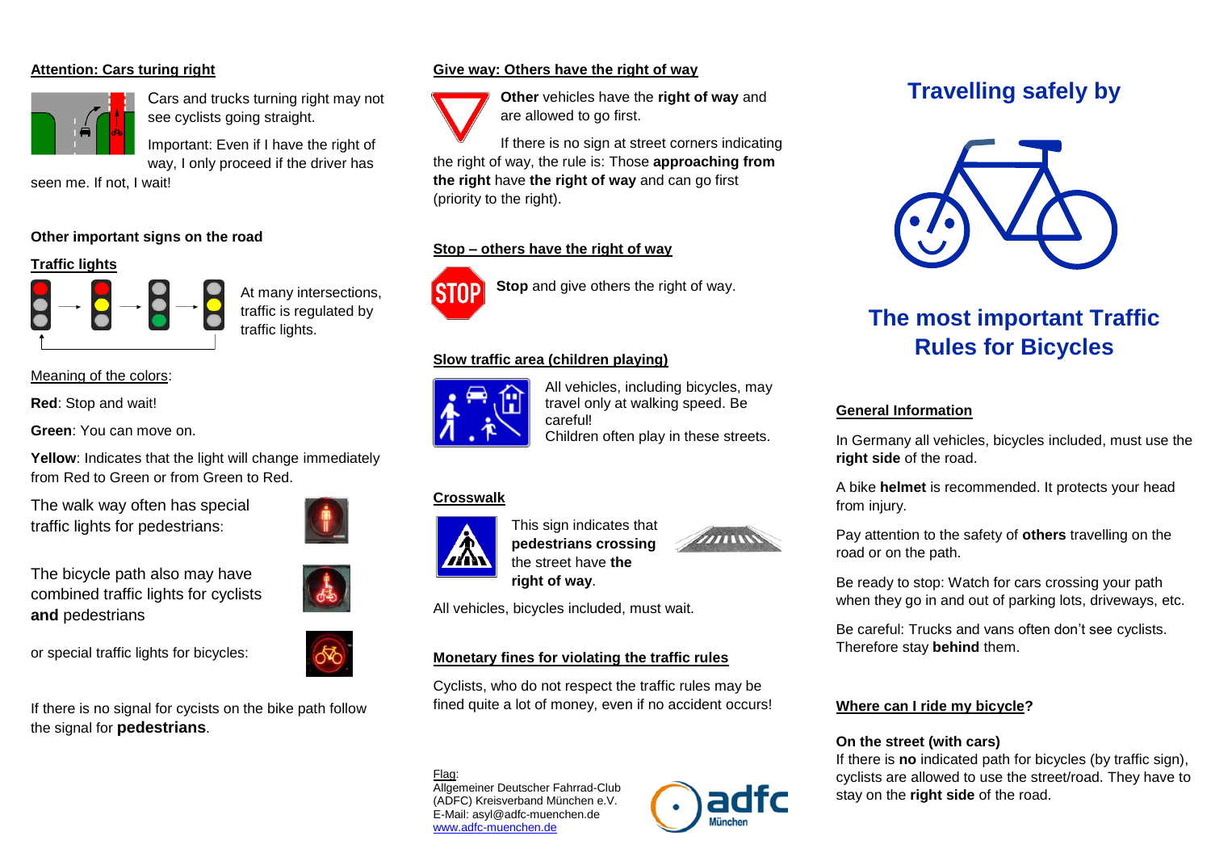**Attention: Cars turing right**

Cars and trucks turning right may not see cyclists going straight.

Important: Even if I have the right of way, I only proceed if the driver has seen me. If not, I wait!

**Other important signs on the road**

**Traffic lights**

At many intersections, traffic is regulated by traffic lights.

Meaning of the colors:

**Red**: Stop and wait!

**Green**: You can move on.

**Yellow**: Indicates that the light will change immediately from Red to Green or from Green to Red.

The walk way often has special traffic lights for pedestrians:

The bicycle path also may have combined traffic lights for cyclists **and** pedestrians

or special traffic lights for bicycles:

If there is no signal for cycists on the bike path follow the signal for **pedestrians**.

**Give way: Others have the right of way**

**Other** vehicles have the **right of way** and are allowed to go first.

If there is no sign at street corners indicating the right of way, the rule is: Those **approaching from the right** have **the right of way** and can go first (priority to the right).

**Stop – others have the right of way**

**Stop** and give others the right of way.

**Slow traffic area (children playing)**

All vehicles, including bicycles, may travel only at walking speed. Be careful!
Children often play in these streets.

**Crosswalk**

This sign indicates that **pedestrians crossing** the street have **the right of way**.

All vehicles, bicycles included, must wait.

**Monetary fines for violating the traffic rules**

Cyclists, who do not respect the traffic rules may be fined quite a lot of money, even if no accident occurs!

Flag:
Allgemeiner Deutscher Fahrrad-Club (ADFC) Kreisverband München e.V.
E-Mail: asyl@adfc-muenchen.de
www.adfc-muenchen.de

adfc München

# Travelling safely by

# The most important Traffic Rules for Bicycles

**General Information**

In Germany all vehicles, bicycles included, must use the **right side** of the road.

A bike **helmet** is recommended. It protects your head from injury.

Pay attention to the safety of **others** travelling on the road or on the path.

Be ready to stop: Watch for cars crossing your path when they go in and out of parking lots, driveways, etc.

Be careful: Trucks and vans often don't see cyclists. Therefore stay **behind** them.

**Where can I ride my bicycle?**

**On the street (with cars)**
If there is **no** indicated path for bicycles (by traffic sign), cyclists are allowed to use the street/road. They have to stay on the **right side** of the road.